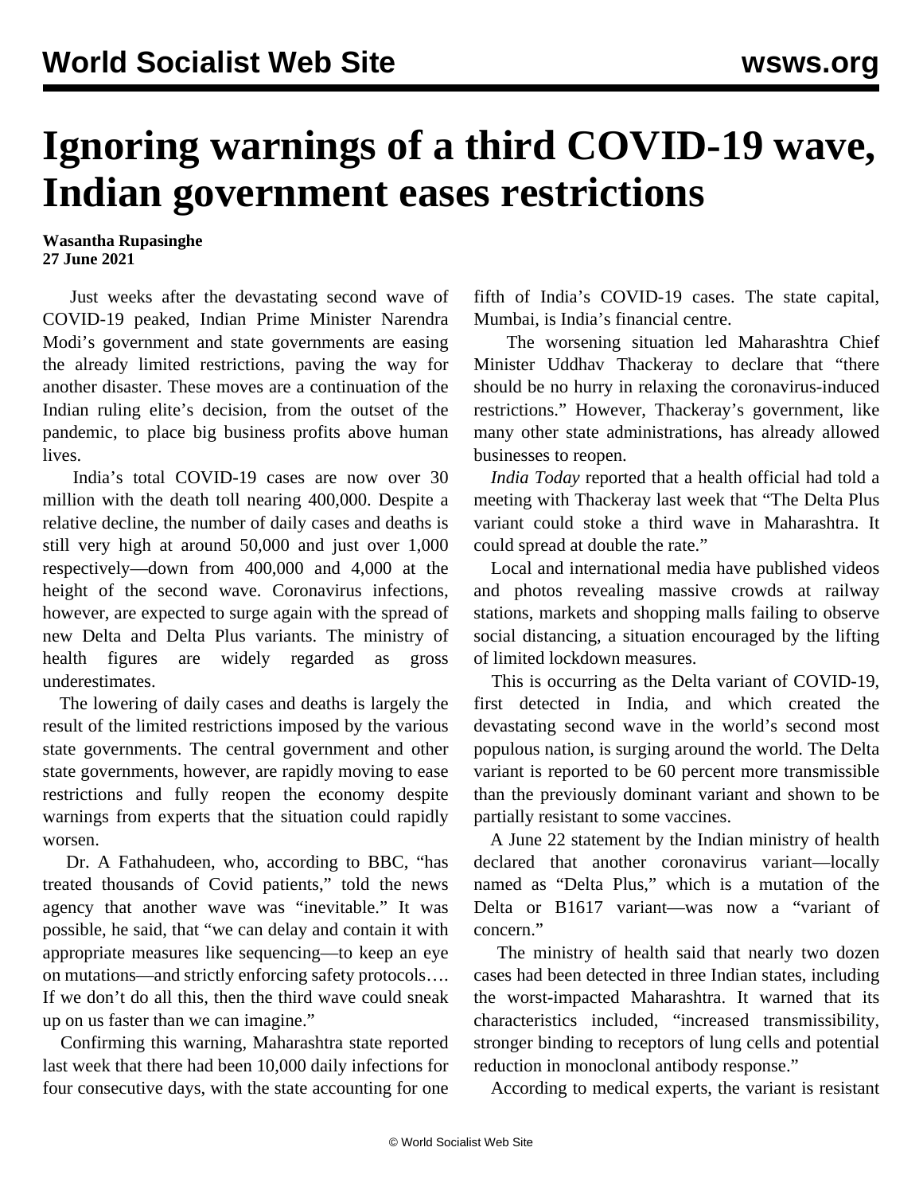# Ignoring warnings of a third COVID-19 wave, Indian government eases restrictions

**Wasantha Rupasinghe**
**27 June 2021**

Just weeks after the devastating second wave of COVID-19 peaked, Indian Prime Minister Narendra Modi's government and state governments are easing the already limited restrictions, paving the way for another disaster. These moves are a continuation of the Indian ruling elite's decision, from the outset of the pandemic, to place big business profits above human lives.

India's total COVID-19 cases are now over 30 million with the death toll nearing 400,000. Despite a relative decline, the number of daily cases and deaths is still very high at around 50,000 and just over 1,000 respectively—down from 400,000 and 4,000 at the height of the second wave. Coronavirus infections, however, are expected to surge again with the spread of new Delta and Delta Plus variants. The ministry of health figures are widely regarded as gross underestimates.

The lowering of daily cases and deaths is largely the result of the limited restrictions imposed by the various state governments. The central government and other state governments, however, are rapidly moving to ease restrictions and fully reopen the economy despite warnings from experts that the situation could rapidly worsen.

Dr. A Fathahudeen, who, according to BBC, "has treated thousands of Covid patients," told the news agency that another wave was "inevitable." It was possible, he said, that "we can delay and contain it with appropriate measures like sequencing—to keep an eye on mutations—and strictly enforcing safety protocols…. If we don't do all this, then the third wave could sneak up on us faster than we can imagine."

Confirming this warning, Maharashtra state reported last week that there had been 10,000 daily infections for four consecutive days, with the state accounting for one fifth of India's COVID-19 cases. The state capital, Mumbai, is India's financial centre.

The worsening situation led Maharashtra Chief Minister Uddhav Thackeray to declare that "there should be no hurry in relaxing the coronavirus-induced restrictions." However, Thackeray's government, like many other state administrations, has already allowed businesses to reopen.

*India Today* reported that a health official had told a meeting with Thackeray last week that "The Delta Plus variant could stoke a third wave in Maharashtra. It could spread at double the rate."

Local and international media have published videos and photos revealing massive crowds at railway stations, markets and shopping malls failing to observe social distancing, a situation encouraged by the lifting of limited lockdown measures.

This is occurring as the Delta variant of COVID-19, first detected in India, and which created the devastating second wave in the world's second most populous nation, is surging around the world. The Delta variant is reported to be 60 percent more transmissible than the previously dominant variant and shown to be partially resistant to some vaccines.

A June 22 statement by the Indian ministry of health declared that another coronavirus variant—locally named as "Delta Plus," which is a mutation of the Delta or B1617 variant—was now a "variant of concern."

The ministry of health said that nearly two dozen cases had been detected in three Indian states, including the worst-impacted Maharashtra. It warned that its characteristics included, "increased transmissibility, stronger binding to receptors of lung cells and potential reduction in monoclonal antibody response."

According to medical experts, the variant is resistant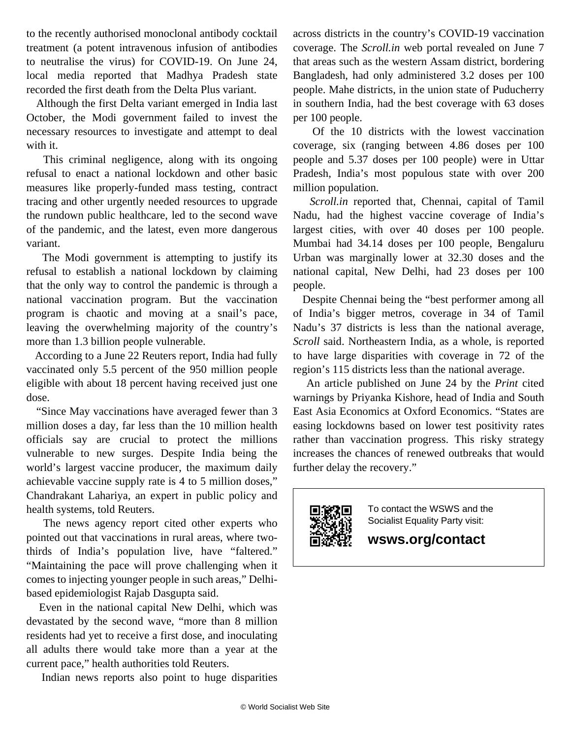to the recently authorised monoclonal antibody cocktail treatment (a potent intravenous infusion of antibodies to neutralise the virus) for COVID-19. On June 24, local media reported that Madhya Pradesh state recorded the first death from the Delta Plus variant.

Although the first Delta variant emerged in India last October, the Modi government failed to invest the necessary resources to investigate and attempt to deal with it.

This criminal negligence, along with its ongoing refusal to enact a national lockdown and other basic measures like properly-funded mass testing, contract tracing and other urgently needed resources to upgrade the rundown public healthcare, led to the second wave of the pandemic, and the latest, even more dangerous variant.

The Modi government is attempting to justify its refusal to establish a national lockdown by claiming that the only way to control the pandemic is through a national vaccination program. But the vaccination program is chaotic and moving at a snail's pace, leaving the overwhelming majority of the country's more than 1.3 billion people vulnerable.

According to a June 22 Reuters report, India had fully vaccinated only 5.5 percent of the 950 million people eligible with about 18 percent having received just one dose.

"Since May vaccinations have averaged fewer than 3 million doses a day, far less than the 10 million health officials say are crucial to protect the millions vulnerable to new surges. Despite India being the world's largest vaccine producer, the maximum daily achievable vaccine supply rate is 4 to 5 million doses," Chandrakant Lahariya, an expert in public policy and health systems, told Reuters.

The news agency report cited other experts who pointed out that vaccinations in rural areas, where two-thirds of India's population live, have "faltered." "Maintaining the pace will prove challenging when it comes to injecting younger people in such areas," Delhi-based epidemiologist Rajab Dasgupta said.

Even in the national capital New Delhi, which was devastated by the second wave, "more than 8 million residents had yet to receive a first dose, and inoculating all adults there would take more than a year at the current pace," health authorities told Reuters.

Indian news reports also point to huge disparities across districts in the country's COVID-19 vaccination coverage. The *Scroll.in* web portal revealed on June 7 that areas such as the western Assam district, bordering Bangladesh, had only administered 3.2 doses per 100 people. Mahe districts, in the union state of Puducherry in southern India, had the best coverage with 63 doses per 100 people.

Of the 10 districts with the lowest vaccination coverage, six (ranging between 4.86 doses per 100 people and 5.37 doses per 100 people) were in Uttar Pradesh, India's most populous state with over 200 million population.

*Scroll.in* reported that, Chennai, capital of Tamil Nadu, had the highest vaccine coverage of India's largest cities, with over 40 doses per 100 people. Mumbai had 34.14 doses per 100 people, Bengaluru Urban was marginally lower at 32.30 doses and the national capital, New Delhi, had 23 doses per 100 people.

Despite Chennai being the "best performer among all of India's bigger metros, coverage in 34 of Tamil Nadu's 37 districts is less than the national average, *Scroll* said. Northeastern India, as a whole, is reported to have large disparities with coverage in 72 of the region's 115 districts less than the national average.

An article published on June 24 by the *Print* cited warnings by Priyanka Kishore, head of India and South East Asia Economics at Oxford Economics. "States are easing lockdowns based on lower test positivity rates rather than vaccination progress. This risky strategy increases the chances of renewed outbreaks that would further delay the recovery."

To contact the WSWS and the Socialist Equality Party visit:

**wsws.org/contact**